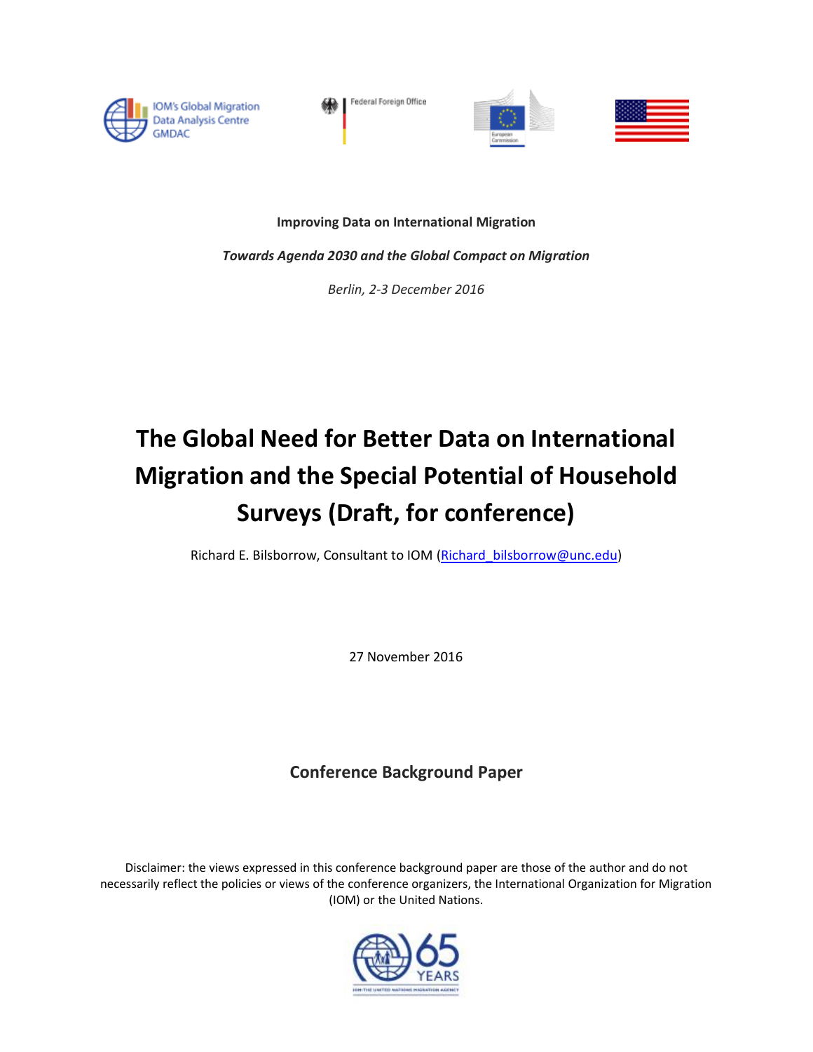**Improving Data on International Migration**

*Towards Agenda 2030 and the Global Compact on Migration*

*Berlin, 2-3 December 2016*

# The Global Need for Better Data on International Migration and the Special Potential of Household Surveys (Draft, for conference)

Richard E. Bilsborrow, Consultant to IOM (Richard_bilsborrow@unc.edu)

27 November 2016

**Conference Background Paper**

Disclaimer: the views expressed in this conference background paper are those of the author and do not necessarily reflect the policies or views of the conference organizers, the International Organization for Migration (IOM) or the United Nations.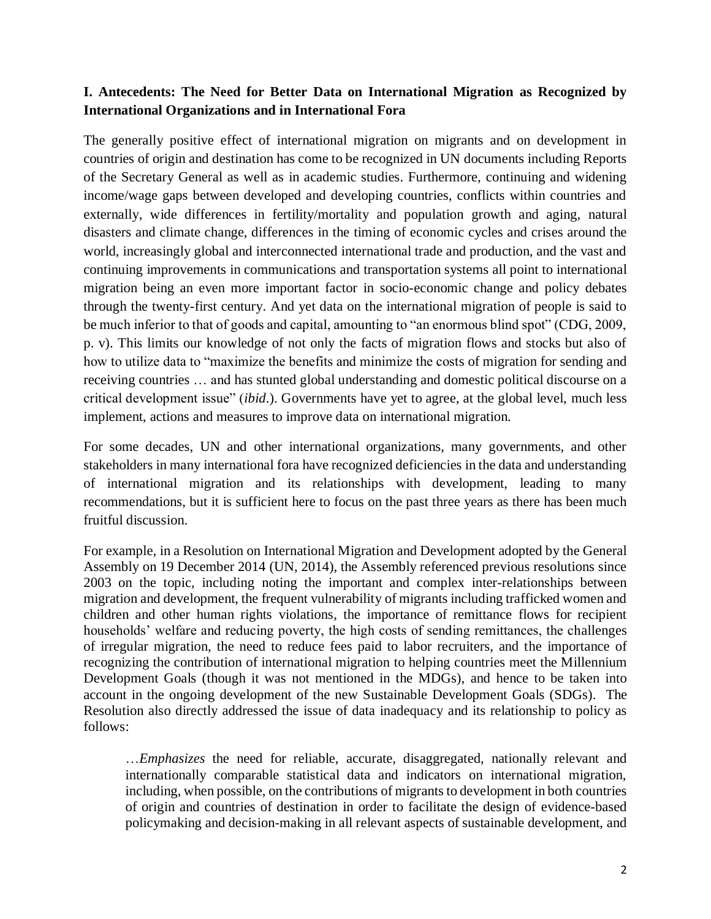## I. Antecedents: The Need for Better Data on International Migration as Recognized by International Organizations and in International Fora

The generally positive effect of international migration on migrants and on development in countries of origin and destination has come to be recognized in UN documents including Reports of the Secretary General as well as in academic studies. Furthermore, continuing and widening income/wage gaps between developed and developing countries, conflicts within countries and externally, wide differences in fertility/mortality and population growth and aging, natural disasters and climate change, differences in the timing of economic cycles and crises around the world, increasingly global and interconnected international trade and production, and the vast and continuing improvements in communications and transportation systems all point to international migration being an even more important factor in socio-economic change and policy debates through the twenty-first century. And yet data on the international migration of people is said to be much inferior to that of goods and capital, amounting to "an enormous blind spot" (CDG, 2009, p. v). This limits our knowledge of not only the facts of migration flows and stocks but also of how to utilize data to "maximize the benefits and minimize the costs of migration for sending and receiving countries … and has stunted global understanding and domestic political discourse on a critical development issue" (*ibid*.). Governments have yet to agree, at the global level, much less implement, actions and measures to improve data on international migration.

For some decades, UN and other international organizations, many governments, and other stakeholders in many international fora have recognized deficiencies in the data and understanding of international migration and its relationships with development, leading to many recommendations, but it is sufficient here to focus on the past three years as there has been much fruitful discussion.

For example, in a Resolution on International Migration and Development adopted by the General Assembly on 19 December 2014 (UN, 2014), the Assembly referenced previous resolutions since 2003 on the topic, including noting the important and complex inter-relationships between migration and development, the frequent vulnerability of migrants including trafficked women and children and other human rights violations, the importance of remittance flows for recipient households' welfare and reducing poverty, the high costs of sending remittances, the challenges of irregular migration, the need to reduce fees paid to labor recruiters, and the importance of recognizing the contribution of international migration to helping countries meet the Millennium Development Goals (though it was not mentioned in the MDGs), and hence to be taken into account in the ongoing development of the new Sustainable Development Goals (SDGs). The Resolution also directly addressed the issue of data inadequacy and its relationship to policy as follows:

> …*Emphasizes* the need for reliable, accurate, disaggregated, nationally relevant and internationally comparable statistical data and indicators on international migration, including, when possible, on the contributions of migrants to development in both countries of origin and countries of destination in order to facilitate the design of evidence-based policymaking and decision-making in all relevant aspects of sustainable development, and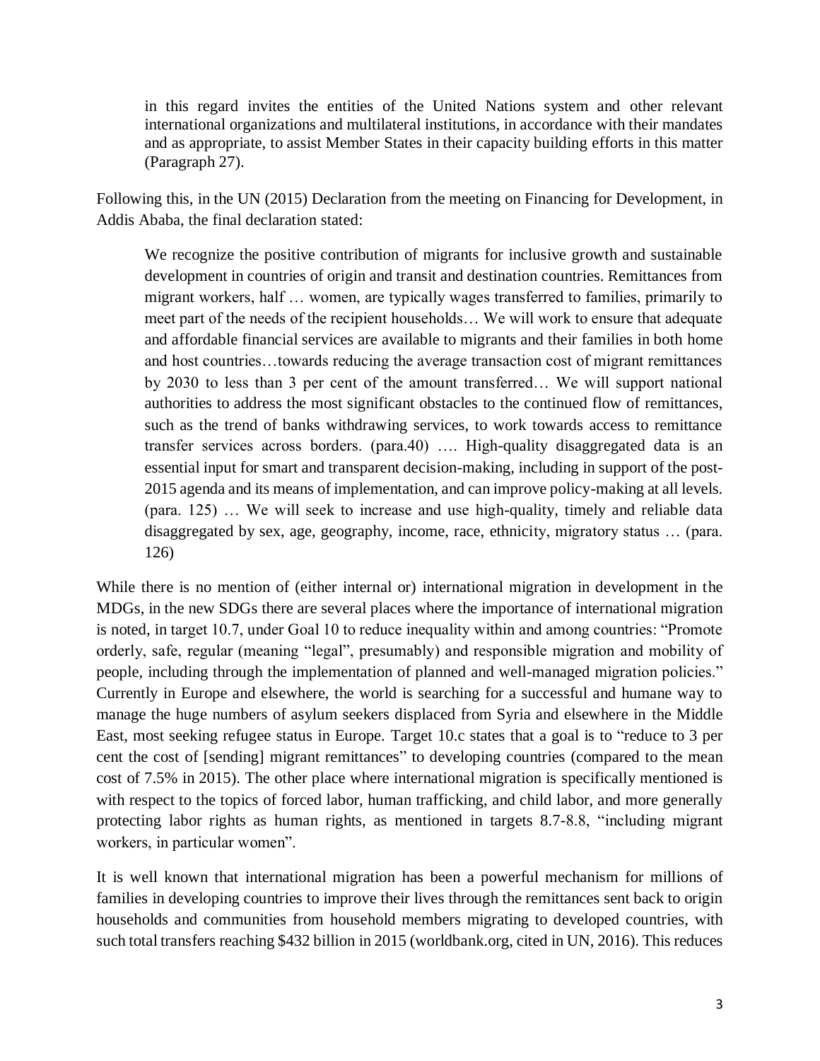> in this regard invites the entities of the United Nations system and other relevant international organizations and multilateral institutions, in accordance with their mandates and as appropriate, to assist Member States in their capacity building efforts in this matter (Paragraph 27).

Following this, in the UN (2015) Declaration from the meeting on Financing for Development, in Addis Ababa, the final declaration stated:

> We recognize the positive contribution of migrants for inclusive growth and sustainable development in countries of origin and transit and destination countries. Remittances from migrant workers, half … women, are typically wages transferred to families, primarily to meet part of the needs of the recipient households… We will work to ensure that adequate and affordable financial services are available to migrants and their families in both home and host countries…towards reducing the average transaction cost of migrant remittances by 2030 to less than 3 per cent of the amount transferred… We will support national authorities to address the most significant obstacles to the continued flow of remittances, such as the trend of banks withdrawing services, to work towards access to remittance transfer services across borders. (para.40) …. High-quality disaggregated data is an essential input for smart and transparent decision-making, including in support of the post-2015 agenda and its means of implementation, and can improve policy-making at all levels. (para. 125) … We will seek to increase and use high-quality, timely and reliable data disaggregated by sex, age, geography, income, race, ethnicity, migratory status … (para. 126)

While there is no mention of (either internal or) international migration in development in the MDGs, in the new SDGs there are several places where the importance of international migration is noted, in target 10.7, under Goal 10 to reduce inequality within and among countries: "Promote orderly, safe, regular (meaning "legal", presumably) and responsible migration and mobility of people, including through the implementation of planned and well-managed migration policies." Currently in Europe and elsewhere, the world is searching for a successful and humane way to manage the huge numbers of asylum seekers displaced from Syria and elsewhere in the Middle East, most seeking refugee status in Europe. Target 10.c states that a goal is to "reduce to 3 per cent the cost of [sending] migrant remittances" to developing countries (compared to the mean cost of 7.5% in 2015). The other place where international migration is specifically mentioned is with respect to the topics of forced labor, human trafficking, and child labor, and more generally protecting labor rights as human rights, as mentioned in targets 8.7-8.8, "including migrant workers, in particular women".

It is well known that international migration has been a powerful mechanism for millions of families in developing countries to improve their lives through the remittances sent back to origin households and communities from household members migrating to developed countries, with such total transfers reaching $432 billion in 2015 (worldbank.org, cited in UN, 2016). This reduces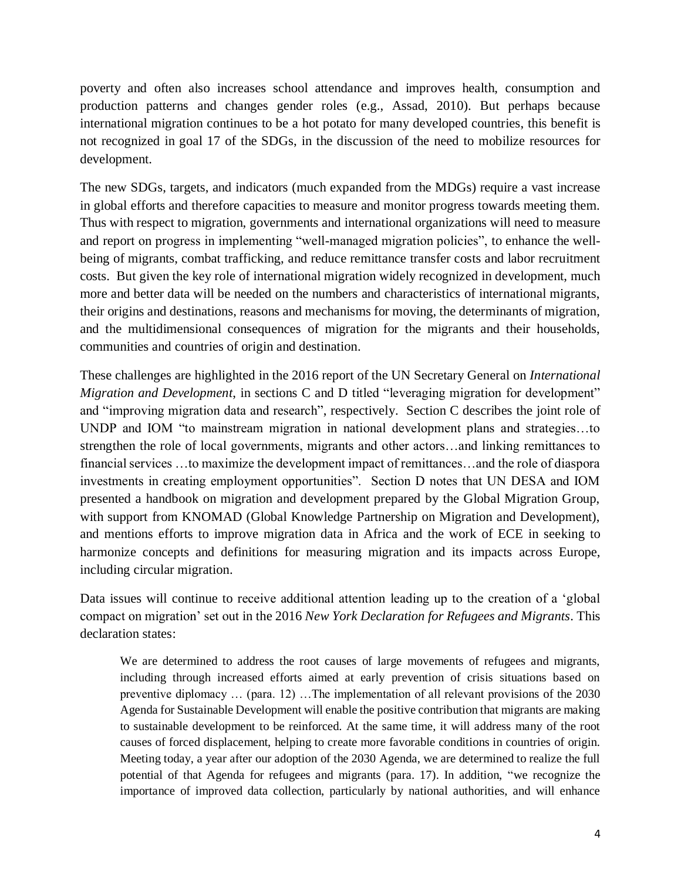poverty and often also increases school attendance and improves health, consumption and production patterns and changes gender roles (e.g., Assad, 2010). But perhaps because international migration continues to be a hot potato for many developed countries, this benefit is not recognized in goal 17 of the SDGs, in the discussion of the need to mobilize resources for development.

The new SDGs, targets, and indicators (much expanded from the MDGs) require a vast increase in global efforts and therefore capacities to measure and monitor progress towards meeting them. Thus with respect to migration, governments and international organizations will need to measure and report on progress in implementing "well-managed migration policies", to enhance the well-being of migrants, combat trafficking, and reduce remittance transfer costs and labor recruitment costs. But given the key role of international migration widely recognized in development, much more and better data will be needed on the numbers and characteristics of international migrants, their origins and destinations, reasons and mechanisms for moving, the determinants of migration, and the multidimensional consequences of migration for the migrants and their households, communities and countries of origin and destination.

These challenges are highlighted in the 2016 report of the UN Secretary General on *International Migration and Development*, in sections C and D titled "leveraging migration for development" and "improving migration data and research", respectively. Section C describes the joint role of UNDP and IOM "to mainstream migration in national development plans and strategies…to strengthen the role of local governments, migrants and other actors…and linking remittances to financial services …to maximize the development impact of remittances…and the role of diaspora investments in creating employment opportunities". Section D notes that UN DESA and IOM presented a handbook on migration and development prepared by the Global Migration Group, with support from KNOMAD (Global Knowledge Partnership on Migration and Development), and mentions efforts to improve migration data in Africa and the work of ECE in seeking to harmonize concepts and definitions for measuring migration and its impacts across Europe, including circular migration.

Data issues will continue to receive additional attention leading up to the creation of a 'global compact on migration' set out in the 2016 *New York Declaration for Refugees and Migrants*. This declaration states:

> We are determined to address the root causes of large movements of refugees and migrants, including through increased efforts aimed at early prevention of crisis situations based on preventive diplomacy … (para. 12) …The implementation of all relevant provisions of the 2030 Agenda for Sustainable Development will enable the positive contribution that migrants are making to sustainable development to be reinforced. At the same time, it will address many of the root causes of forced displacement, helping to create more favorable conditions in countries of origin. Meeting today, a year after our adoption of the 2030 Agenda, we are determined to realize the full potential of that Agenda for refugees and migrants (para. 17). In addition, "we recognize the importance of improved data collection, particularly by national authorities, and will enhance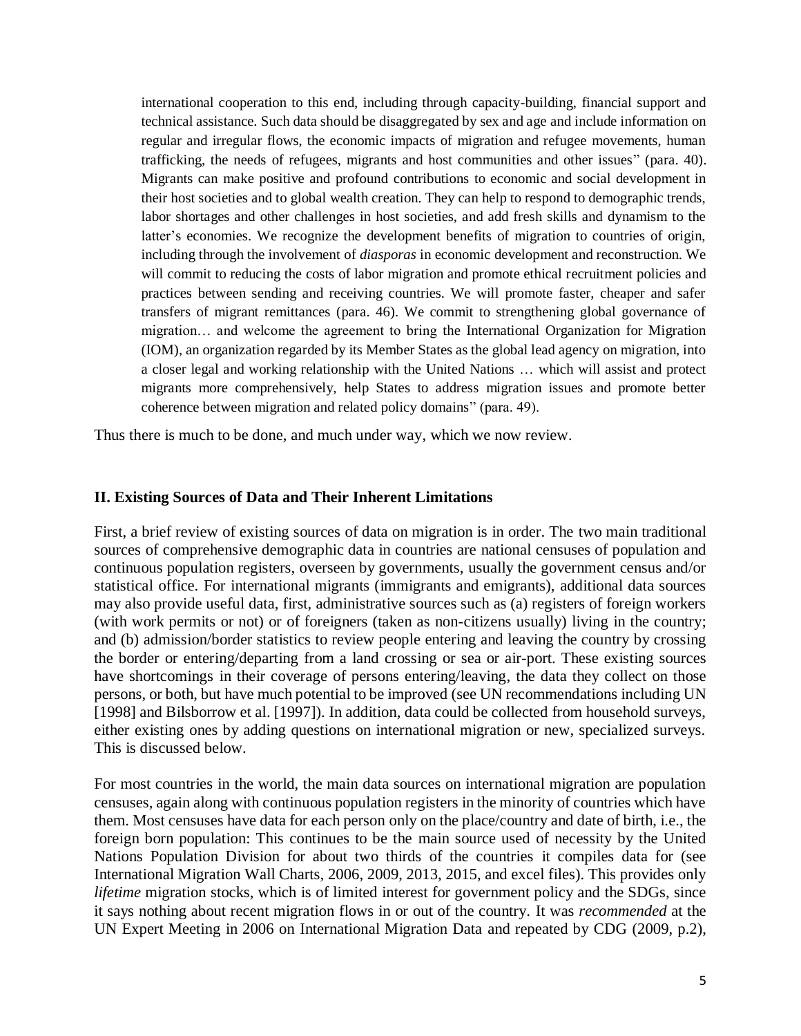> international cooperation to this end, including through capacity-building, financial support and technical assistance. Such data should be disaggregated by sex and age and include information on regular and irregular flows, the economic impacts of migration and refugee movements, human trafficking, the needs of refugees, migrants and host communities and other issues" (para. 40). Migrants can make positive and profound contributions to economic and social development in their host societies and to global wealth creation. They can help to respond to demographic trends, labor shortages and other challenges in host societies, and add fresh skills and dynamism to the latter's economies. We recognize the development benefits of migration to countries of origin, including through the involvement of *diasporas* in economic development and reconstruction. We will commit to reducing the costs of labor migration and promote ethical recruitment policies and practices between sending and receiving countries. We will promote faster, cheaper and safer transfers of migrant remittances (para. 46). We commit to strengthening global governance of migration… and welcome the agreement to bring the International Organization for Migration (IOM), an organization regarded by its Member States as the global lead agency on migration, into a closer legal and working relationship with the United Nations … which will assist and protect migrants more comprehensively, help States to address migration issues and promote better coherence between migration and related policy domains" (para. 49).

Thus there is much to be done, and much under way, which we now review.

## II. Existing Sources of Data and Their Inherent Limitations

First, a brief review of existing sources of data on migration is in order. The two main traditional sources of comprehensive demographic data in countries are national censuses of population and continuous population registers, overseen by governments, usually the government census and/or statistical office. For international migrants (immigrants and emigrants), additional data sources may also provide useful data, first, administrative sources such as (a) registers of foreign workers (with work permits or not) or of foreigners (taken as non-citizens usually) living in the country; and (b) admission/border statistics to review people entering and leaving the country by crossing the border or entering/departing from a land crossing or sea or air-port. These existing sources have shortcomings in their coverage of persons entering/leaving, the data they collect on those persons, or both, but have much potential to be improved (see UN recommendations including UN [1998] and Bilsborrow et al. [1997]). In addition, data could be collected from household surveys, either existing ones by adding questions on international migration or new, specialized surveys. This is discussed below.

For most countries in the world, the main data sources on international migration are population censuses, again along with continuous population registers in the minority of countries which have them. Most censuses have data for each person only on the place/country and date of birth, i.e., the foreign born population: This continues to be the main source used of necessity by the United Nations Population Division for about two thirds of the countries it compiles data for (see International Migration Wall Charts, 2006, 2009, 2013, 2015, and excel files). This provides only *lifetime* migration stocks, which is of limited interest for government policy and the SDGs, since it says nothing about recent migration flows in or out of the country. It was *recommended* at the UN Expert Meeting in 2006 on International Migration Data and repeated by CDG (2009, p.2),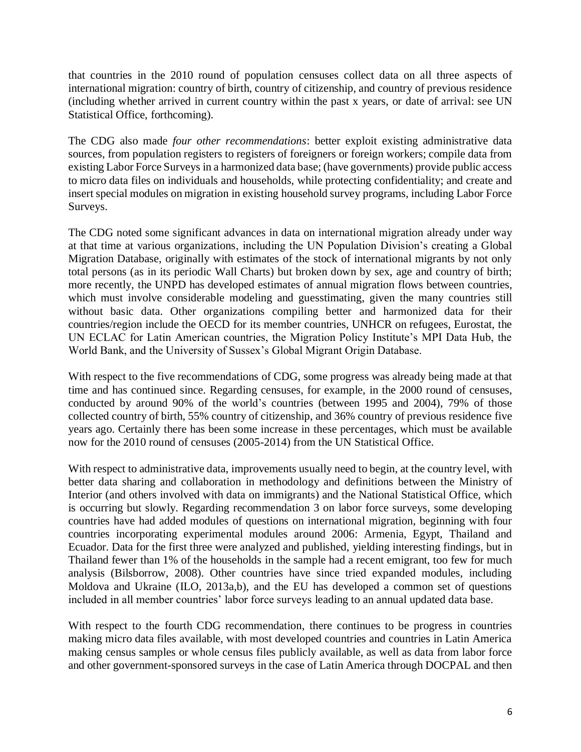that countries in the 2010 round of population censuses collect data on all three aspects of international migration: country of birth, country of citizenship, and country of previous residence (including whether arrived in current country within the past x years, or date of arrival: see UN Statistical Office, forthcoming).

The CDG also made *four other recommendations*: better exploit existing administrative data sources, from population registers to registers of foreigners or foreign workers; compile data from existing Labor Force Surveys in a harmonized data base; (have governments) provide public access to micro data files on individuals and households, while protecting confidentiality; and create and insert special modules on migration in existing household survey programs, including Labor Force Surveys.

The CDG noted some significant advances in data on international migration already under way at that time at various organizations, including the UN Population Division's creating a Global Migration Database, originally with estimates of the stock of international migrants by not only total persons (as in its periodic Wall Charts) but broken down by sex, age and country of birth; more recently, the UNPD has developed estimates of annual migration flows between countries, which must involve considerable modeling and guesstimating, given the many countries still without basic data. Other organizations compiling better and harmonized data for their countries/region include the OECD for its member countries, UNHCR on refugees, Eurostat, the UN ECLAC for Latin American countries, the Migration Policy Institute's MPI Data Hub, the World Bank, and the University of Sussex's Global Migrant Origin Database.

With respect to the five recommendations of CDG, some progress was already being made at that time and has continued since. Regarding censuses, for example, in the 2000 round of censuses, conducted by around 90% of the world's countries (between 1995 and 2004), 79% of those collected country of birth, 55% country of citizenship, and 36% country of previous residence five years ago. Certainly there has been some increase in these percentages, which must be available now for the 2010 round of censuses (2005-2014) from the UN Statistical Office.

With respect to administrative data, improvements usually need to begin, at the country level, with better data sharing and collaboration in methodology and definitions between the Ministry of Interior (and others involved with data on immigrants) and the National Statistical Office, which is occurring but slowly. Regarding recommendation 3 on labor force surveys, some developing countries have had added modules of questions on international migration, beginning with four countries incorporating experimental modules around 2006: Armenia, Egypt, Thailand and Ecuador. Data for the first three were analyzed and published, yielding interesting findings, but in Thailand fewer than 1% of the households in the sample had a recent emigrant, too few for much analysis (Bilsborrow, 2008). Other countries have since tried expanded modules, including Moldova and Ukraine (ILO, 2013a,b), and the EU has developed a common set of questions included in all member countries' labor force surveys leading to an annual updated data base.

With respect to the fourth CDG recommendation, there continues to be progress in countries making micro data files available, with most developed countries and countries in Latin America making census samples or whole census files publicly available, as well as data from labor force and other government-sponsored surveys in the case of Latin America through DOCPAL and then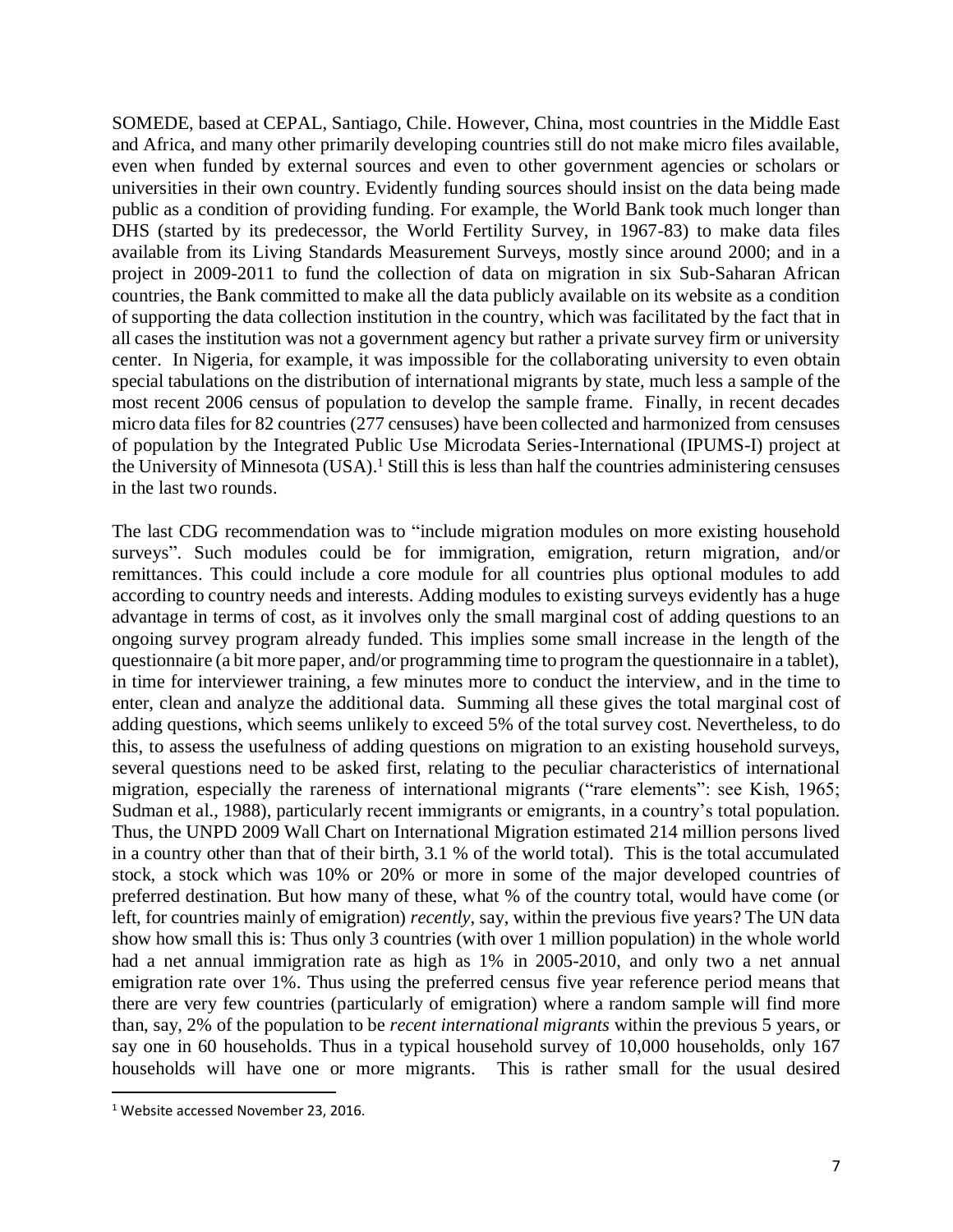SOMEDE, based at CEPAL, Santiago, Chile. However, China, most countries in the Middle East and Africa, and many other primarily developing countries still do not make micro files available, even when funded by external sources and even to other government agencies or scholars or universities in their own country. Evidently funding sources should insist on the data being made public as a condition of providing funding. For example, the World Bank took much longer than DHS (started by its predecessor, the World Fertility Survey, in 1967-83) to make data files available from its Living Standards Measurement Surveys, mostly since around 2000; and in a project in 2009-2011 to fund the collection of data on migration in six Sub-Saharan African countries, the Bank committed to make all the data publicly available on its website as a condition of supporting the data collection institution in the country, which was facilitated by the fact that in all cases the institution was not a government agency but rather a private survey firm or university center. In Nigeria, for example, it was impossible for the collaborating university to even obtain special tabulations on the distribution of international migrants by state, much less a sample of the most recent 2006 census of population to develop the sample frame. Finally, in recent decades micro data files for 82 countries (277 censuses) have been collected and harmonized from censuses of population by the Integrated Public Use Microdata Series-International (IPUMS-I) project at the University of Minnesota (USA).[1] Still this is less than half the countries administering censuses in the last two rounds.

The last CDG recommendation was to "include migration modules on more existing household surveys". Such modules could be for immigration, emigration, return migration, and/or remittances. This could include a core module for all countries plus optional modules to add according to country needs and interests. Adding modules to existing surveys evidently has a huge advantage in terms of cost, as it involves only the small marginal cost of adding questions to an ongoing survey program already funded. This implies some small increase in the length of the questionnaire (a bit more paper, and/or programming time to program the questionnaire in a tablet), in time for interviewer training, a few minutes more to conduct the interview, and in the time to enter, clean and analyze the additional data. Summing all these gives the total marginal cost of adding questions, which seems unlikely to exceed 5% of the total survey cost. Nevertheless, to do this, to assess the usefulness of adding questions on migration to an existing household surveys, several questions need to be asked first, relating to the peculiar characteristics of international migration, especially the rareness of international migrants ("rare elements": see Kish, 1965; Sudman et al., 1988), particularly recent immigrants or emigrants, in a country's total population. Thus, the UNPD 2009 Wall Chart on International Migration estimated 214 million persons lived in a country other than that of their birth, 3.1 % of the world total). This is the total accumulated stock, a stock which was 10% or 20% or more in some of the major developed countries of preferred destination. But how many of these, what % of the country total, would have come (or left, for countries mainly of emigration) *recently*, say, within the previous five years? The UN data show how small this is: Thus only 3 countries (with over 1 million population) in the whole world had a net annual immigration rate as high as 1% in 2005-2010, and only two a net annual emigration rate over 1%. Thus using the preferred census five year reference period means that there are very few countries (particularly of emigration) where a random sample will find more than, say, 2% of the population to be *recent international migrants* within the previous 5 years, or say one in 60 households. Thus in a typical household survey of 10,000 households, only 167 households will have one or more migrants. This is rather small for the usual desired

[1] Website accessed November 23, 2016.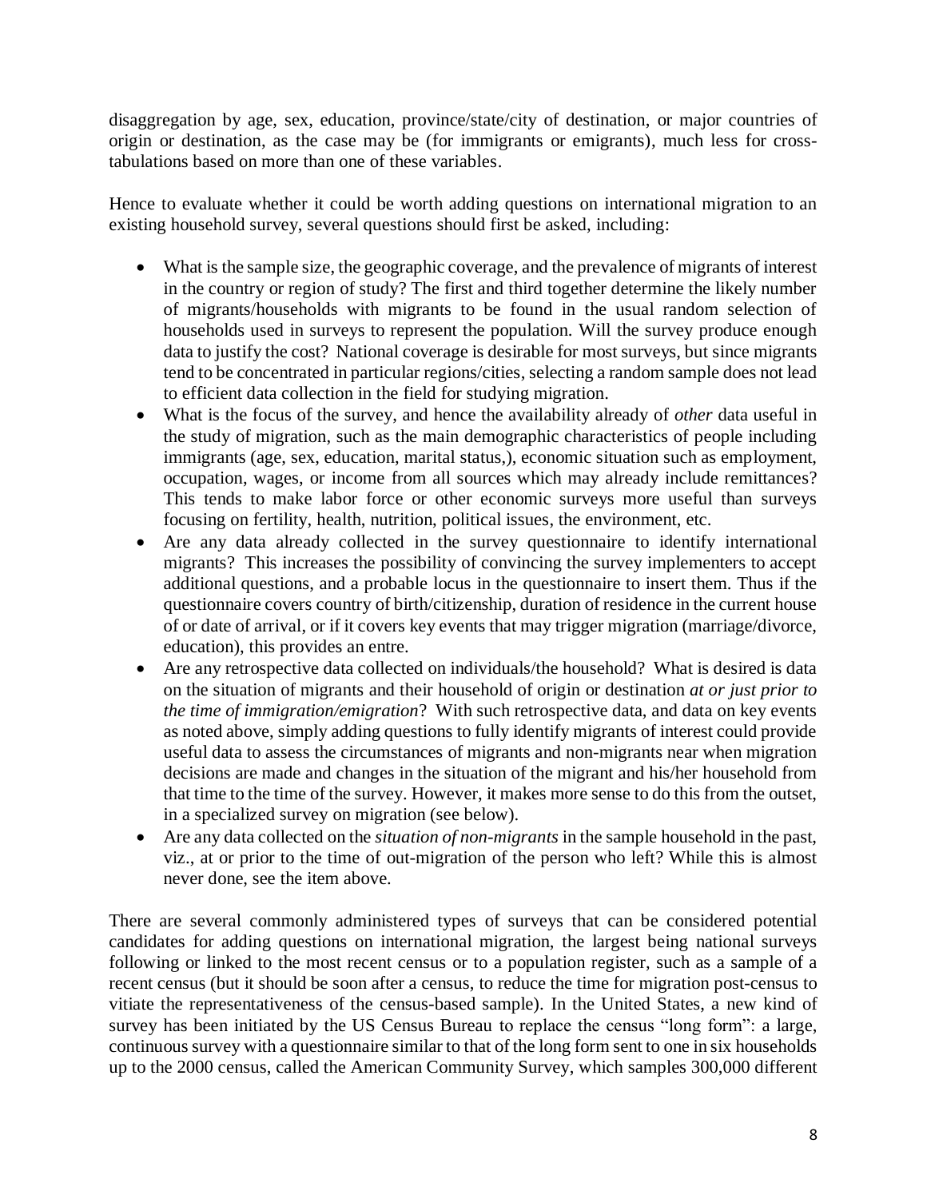disaggregation by age, sex, education, province/state/city of destination, or major countries of origin or destination, as the case may be (for immigrants or emigrants), much less for cross-tabulations based on more than one of these variables.

Hence to evaluate whether it could be worth adding questions on international migration to an existing household survey, several questions should first be asked, including:

- What is the sample size, the geographic coverage, and the prevalence of migrants of interest in the country or region of study? The first and third together determine the likely number of migrants/households with migrants to be found in the usual random selection of households used in surveys to represent the population. Will the survey produce enough data to justify the cost? National coverage is desirable for most surveys, but since migrants tend to be concentrated in particular regions/cities, selecting a random sample does not lead to efficient data collection in the field for studying migration.
- What is the focus of the survey, and hence the availability already of *other* data useful in the study of migration, such as the main demographic characteristics of people including immigrants (age, sex, education, marital status,), economic situation such as employment, occupation, wages, or income from all sources which may already include remittances? This tends to make labor force or other economic surveys more useful than surveys focusing on fertility, health, nutrition, political issues, the environment, etc.
- Are any data already collected in the survey questionnaire to identify international migrants? This increases the possibility of convincing the survey implementers to accept additional questions, and a probable locus in the questionnaire to insert them. Thus if the questionnaire covers country of birth/citizenship, duration of residence in the current house of or date of arrival, or if it covers key events that may trigger migration (marriage/divorce, education), this provides an entre.
- Are any retrospective data collected on individuals/the household? What is desired is data on the situation of migrants and their household of origin or destination *at or just prior to the time of immigration/emigration*? With such retrospective data, and data on key events as noted above, simply adding questions to fully identify migrants of interest could provide useful data to assess the circumstances of migrants and non-migrants near when migration decisions are made and changes in the situation of the migrant and his/her household from that time to the time of the survey. However, it makes more sense to do this from the outset, in a specialized survey on migration (see below).
- Are any data collected on the *situation of non-migrants* in the sample household in the past, viz., at or prior to the time of out-migration of the person who left? While this is almost never done, see the item above.

There are several commonly administered types of surveys that can be considered potential candidates for adding questions on international migration, the largest being national surveys following or linked to the most recent census or to a population register, such as a sample of a recent census (but it should be soon after a census, to reduce the time for migration post-census to vitiate the representativeness of the census-based sample). In the United States, a new kind of survey has been initiated by the US Census Bureau to replace the census "long form": a large, continuous survey with a questionnaire similar to that of the long form sent to one in six households up to the 2000 census, called the American Community Survey, which samples 300,000 different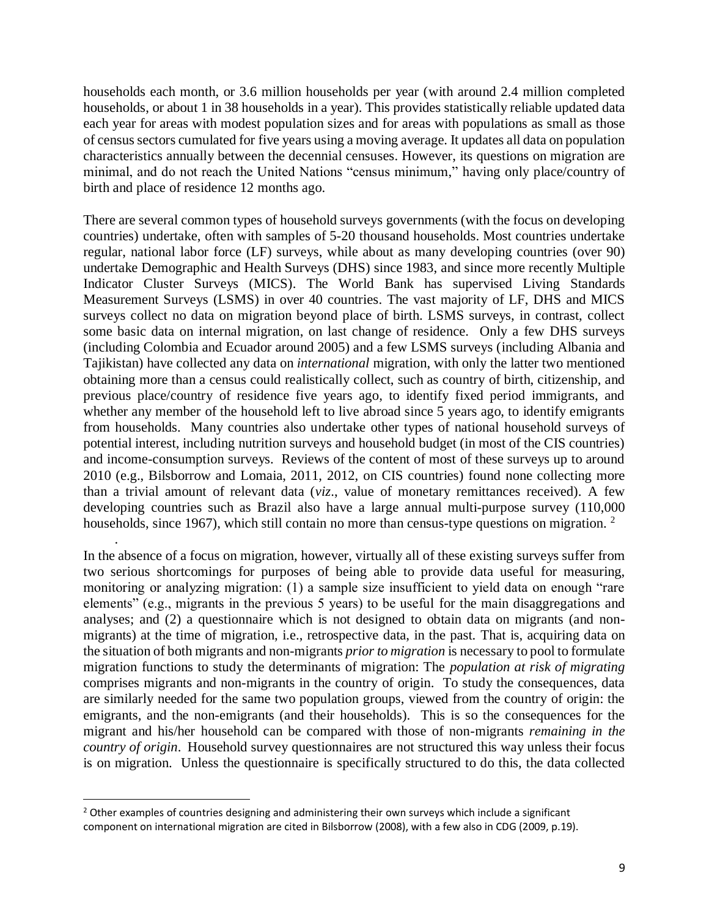households each month, or 3.6 million households per year (with around 2.4 million completed households, or about 1 in 38 households in a year). This provides statistically reliable updated data each year for areas with modest population sizes and for areas with populations as small as those of census sectors cumulated for five years using a moving average. It updates all data on population characteristics annually between the decennial censuses. However, its questions on migration are minimal, and do not reach the United Nations "census minimum," having only place/country of birth and place of residence 12 months ago.

There are several common types of household surveys governments (with the focus on developing countries) undertake, often with samples of 5-20 thousand households. Most countries undertake regular, national labor force (LF) surveys, while about as many developing countries (over 90) undertake Demographic and Health Surveys (DHS) since 1983, and since more recently Multiple Indicator Cluster Surveys (MICS). The World Bank has supervised Living Standards Measurement Surveys (LSMS) in over 40 countries. The vast majority of LF, DHS and MICS surveys collect no data on migration beyond place of birth. LSMS surveys, in contrast, collect some basic data on internal migration, on last change of residence. Only a few DHS surveys (including Colombia and Ecuador around 2005) and a few LSMS surveys (including Albania and Tajikistan) have collected any data on *international* migration, with only the latter two mentioned obtaining more than a census could realistically collect, such as country of birth, citizenship, and previous place/country of residence five years ago, to identify fixed period immigrants, and whether any member of the household left to live abroad since 5 years ago, to identify emigrants from households. Many countries also undertake other types of national household surveys of potential interest, including nutrition surveys and household budget (in most of the CIS countries) and income-consumption surveys. Reviews of the content of most of these surveys up to around 2010 (e.g., Bilsborrow and Lomaia, 2011, 2012, on CIS countries) found none collecting more than a trivial amount of relevant data (*viz*., value of monetary remittances received). A few developing countries such as Brazil also have a large annual multi-purpose survey (110,000 households, since 1967), which still contain no more than census-type questions on migration. [2]

In the absence of a focus on migration, however, virtually all of these existing surveys suffer from two serious shortcomings for purposes of being able to provide data useful for measuring, monitoring or analyzing migration: (1) a sample size insufficient to yield data on enough "rare elements" (e.g., migrants in the previous 5 years) to be useful for the main disaggregations and analyses; and (2) a questionnaire which is not designed to obtain data on migrants (and non-migrants) at the time of migration, i.e., retrospective data, in the past. That is, acquiring data on the situation of both migrants and non-migrants *prior to migration* is necessary to pool to formulate migration functions to study the determinants of migration: The *population at risk of migrating* comprises migrants and non-migrants in the country of origin. To study the consequences, data are similarly needed for the same two population groups, viewed from the country of origin: the emigrants, and the non-emigrants (and their households). This is so the consequences for the migrant and his/her household can be compared with those of non-migrants *remaining in the country of origin*. Household survey questionnaires are not structured this way unless their focus is on migration. Unless the questionnaire is specifically structured to do this, the data collected

[2] Other examples of countries designing and administering their own surveys which include a significant component on international migration are cited in Bilsborrow (2008), with a few also in CDG (2009, p.19).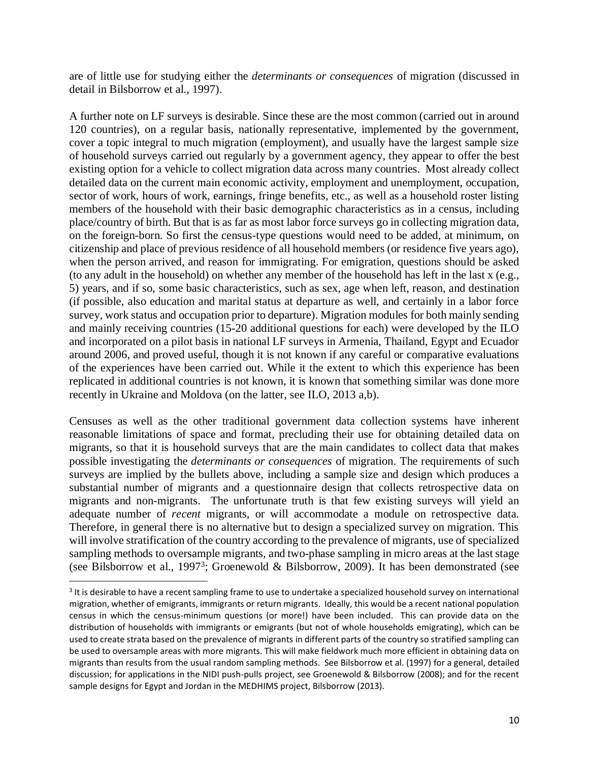are of little use for studying either the *determinants or consequences* of migration (discussed in detail in Bilsborrow et al., 1997).

A further note on LF surveys is desirable. Since these are the most common (carried out in around 120 countries), on a regular basis, nationally representative, implemented by the government, cover a topic integral to much migration (employment), and usually have the largest sample size of household surveys carried out regularly by a government agency, they appear to offer the best existing option for a vehicle to collect migration data across many countries. Most already collect detailed data on the current main economic activity, employment and unemployment, occupation, sector of work, hours of work, earnings, fringe benefits, etc., as well as a household roster listing members of the household with their basic demographic characteristics as in a census, including place/country of birth. But that is as far as most labor force surveys go in collecting migration data, on the foreign-born. So first the census-type questions would need to be added, at minimum, on citizenship and place of previous residence of all household members (or residence five years ago), when the person arrived, and reason for immigrating. For emigration, questions should be asked (to any adult in the household) on whether any member of the household has left in the last x (e.g., 5) years, and if so, some basic characteristics, such as sex, age when left, reason, and destination (if possible, also education and marital status at departure as well, and certainly in a labor force survey, work status and occupation prior to departure). Migration modules for both mainly sending and mainly receiving countries (15-20 additional questions for each) were developed by the ILO and incorporated on a pilot basis in national LF surveys in Armenia, Thailand, Egypt and Ecuador around 2006, and proved useful, though it is not known if any careful or comparative evaluations of the experiences have been carried out. While it the extent to which this experience has been replicated in additional countries is not known, it is known that something similar was done more recently in Ukraine and Moldova (on the latter, see ILO, 2013 a,b).

Censuses as well as the other traditional government data collection systems have inherent reasonable limitations of space and format, precluding their use for obtaining detailed data on migrants, so that it is household surveys that are the main candidates to collect data that makes possible investigating the *determinants or consequences* of migration. The requirements of such surveys are implied by the bullets above, including a sample size and design which produces a substantial number of migrants and a questionnaire design that collects retrospective data on migrants and non-migrants. The unfortunate truth is that few existing surveys will yield an adequate number of *recent* migrants, or will accommodate a module on retrospective data. Therefore, in general there is no alternative but to design a specialized survey on migration. This will involve stratification of the country according to the prevalence of migrants, use of specialized sampling methods to oversample migrants, and two-phase sampling in micro areas at the last stage (see Bilsborrow et al., 1997[3]; Groenewold & Bilsborrow, 2009). It has been demonstrated (see

---

[3] It is desirable to have a recent sampling frame to use to undertake a specialized household survey on international migration, whether of emigrants, immigrants or return migrants. Ideally, this would be a recent national population census in which the census-minimum questions (or more!) have been included. This can provide data on the distribution of households with immigrants or emigrants (but not of whole households emigrating), which can be used to create strata based on the prevalence of migrants in different parts of the country so stratified sampling can be used to oversample areas with more migrants. This will make fieldwork much more efficient in obtaining data on migrants than results from the usual random sampling methods. See Bilsborrow et al. (1997) for a general, detailed discussion; for applications in the NIDI push-pulls project, see Groenewold & Bilsborrow (2008); and for the recent sample designs for Egypt and Jordan in the MEDHIMS project, Bilsborrow (2013).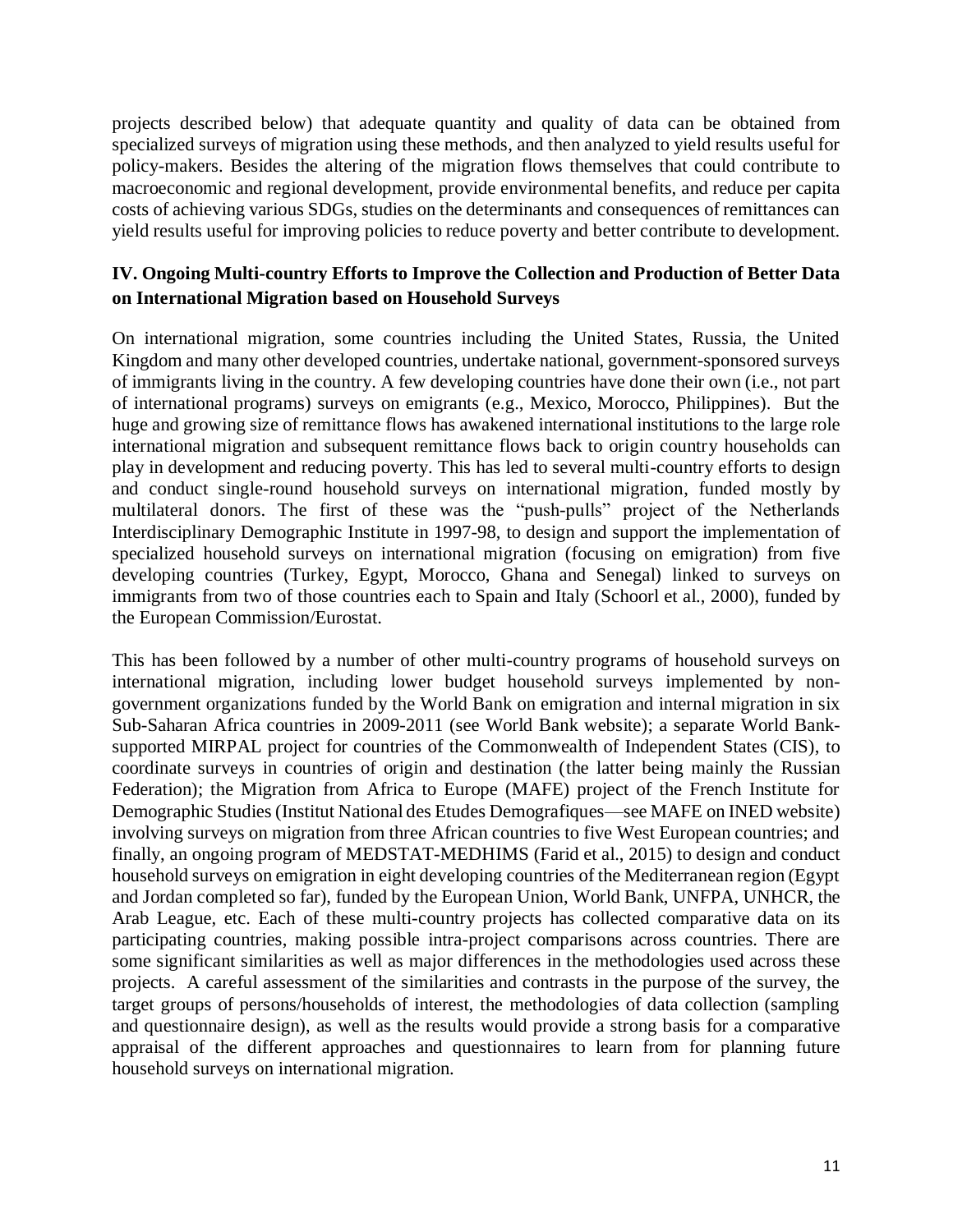projects described below) that adequate quantity and quality of data can be obtained from specialized surveys of migration using these methods, and then analyzed to yield results useful for policy-makers. Besides the altering of the migration flows themselves that could contribute to macroeconomic and regional development, provide environmental benefits, and reduce per capita costs of achieving various SDGs, studies on the determinants and consequences of remittances can yield results useful for improving policies to reduce poverty and better contribute to development.

## IV. Ongoing Multi-country Efforts to Improve the Collection and Production of Better Data on International Migration based on Household Surveys

On international migration, some countries including the United States, Russia, the United Kingdom and many other developed countries, undertake national, government-sponsored surveys of immigrants living in the country. A few developing countries have done their own (i.e., not part of international programs) surveys on emigrants (e.g., Mexico, Morocco, Philippines). But the huge and growing size of remittance flows has awakened international institutions to the large role international migration and subsequent remittance flows back to origin country households can play in development and reducing poverty. This has led to several multi-country efforts to design and conduct single-round household surveys on international migration, funded mostly by multilateral donors. The first of these was the "push-pulls" project of the Netherlands Interdisciplinary Demographic Institute in 1997-98, to design and support the implementation of specialized household surveys on international migration (focusing on emigration) from five developing countries (Turkey, Egypt, Morocco, Ghana and Senegal) linked to surveys on immigrants from two of those countries each to Spain and Italy (Schoorl et al., 2000), funded by the European Commission/Eurostat.

This has been followed by a number of other multi-country programs of household surveys on international migration, including lower budget household surveys implemented by non-government organizations funded by the World Bank on emigration and internal migration in six Sub-Saharan Africa countries in 2009-2011 (see World Bank website); a separate World Bank-supported MIRPAL project for countries of the Commonwealth of Independent States (CIS), to coordinate surveys in countries of origin and destination (the latter being mainly the Russian Federation); the Migration from Africa to Europe (MAFE) project of the French Institute for Demographic Studies (Institut National des Etudes Demografiques—see MAFE on INED website) involving surveys on migration from three African countries to five West European countries; and finally, an ongoing program of MEDSTAT-MEDHIMS (Farid et al., 2015) to design and conduct household surveys on emigration in eight developing countries of the Mediterranean region (Egypt and Jordan completed so far), funded by the European Union, World Bank, UNFPA, UNHCR, the Arab League, etc. Each of these multi-country projects has collected comparative data on its participating countries, making possible intra-project comparisons across countries. There are some significant similarities as well as major differences in the methodologies used across these projects. A careful assessment of the similarities and contrasts in the purpose of the survey, the target groups of persons/households of interest, the methodologies of data collection (sampling and questionnaire design), as well as the results would provide a strong basis for a comparative appraisal of the different approaches and questionnaires to learn from for planning future household surveys on international migration.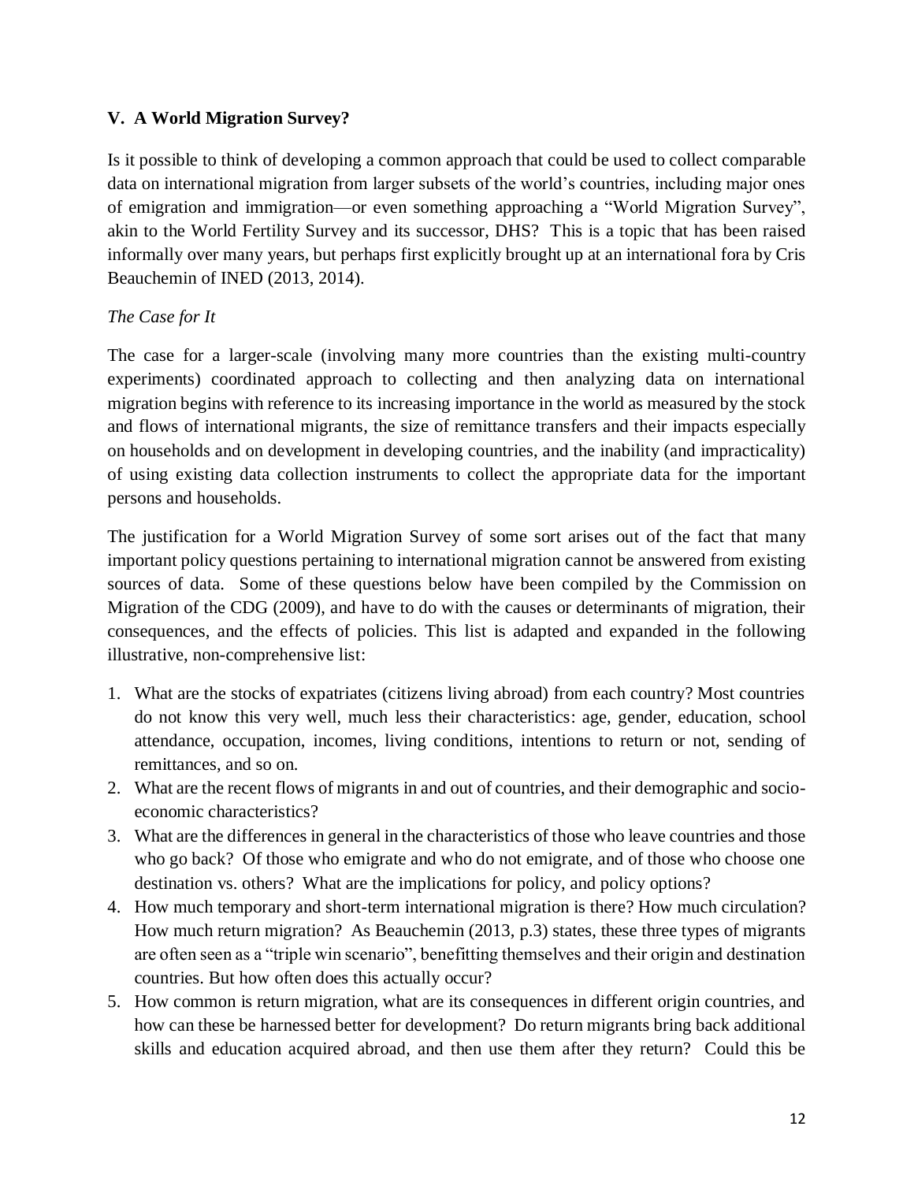## V. A World Migration Survey?

Is it possible to think of developing a common approach that could be used to collect comparable data on international migration from larger subsets of the world's countries, including major ones of emigration and immigration—or even something approaching a "World Migration Survey", akin to the World Fertility Survey and its successor, DHS? This is a topic that has been raised informally over many years, but perhaps first explicitly brought up at an international fora by Cris Beauchemin of INED (2013, 2014).

*The Case for It*

The case for a larger-scale (involving many more countries than the existing multi-country experiments) coordinated approach to collecting and then analyzing data on international migration begins with reference to its increasing importance in the world as measured by the stock and flows of international migrants, the size of remittance transfers and their impacts especially on households and on development in developing countries, and the inability (and impracticality) of using existing data collection instruments to collect the appropriate data for the important persons and households.

The justification for a World Migration Survey of some sort arises out of the fact that many important policy questions pertaining to international migration cannot be answered from existing sources of data. Some of these questions below have been compiled by the Commission on Migration of the CDG (2009), and have to do with the causes or determinants of migration, their consequences, and the effects of policies. This list is adapted and expanded in the following illustrative, non-comprehensive list:

1. What are the stocks of expatriates (citizens living abroad) from each country? Most countries do not know this very well, much less their characteristics: age, gender, education, school attendance, occupation, incomes, living conditions, intentions to return or not, sending of remittances, and so on.
2. What are the recent flows of migrants in and out of countries, and their demographic and socio-economic characteristics?
3. What are the differences in general in the characteristics of those who leave countries and those who go back? Of those who emigrate and who do not emigrate, and of those who choose one destination vs. others? What are the implications for policy, and policy options?
4. How much temporary and short-term international migration is there? How much circulation? How much return migration? As Beauchemin (2013, p.3) states, these three types of migrants are often seen as a "triple win scenario", benefitting themselves and their origin and destination countries. But how often does this actually occur?
5. How common is return migration, what are its consequences in different origin countries, and how can these be harnessed better for development? Do return migrants bring back additional skills and education acquired abroad, and then use them after they return? Could this be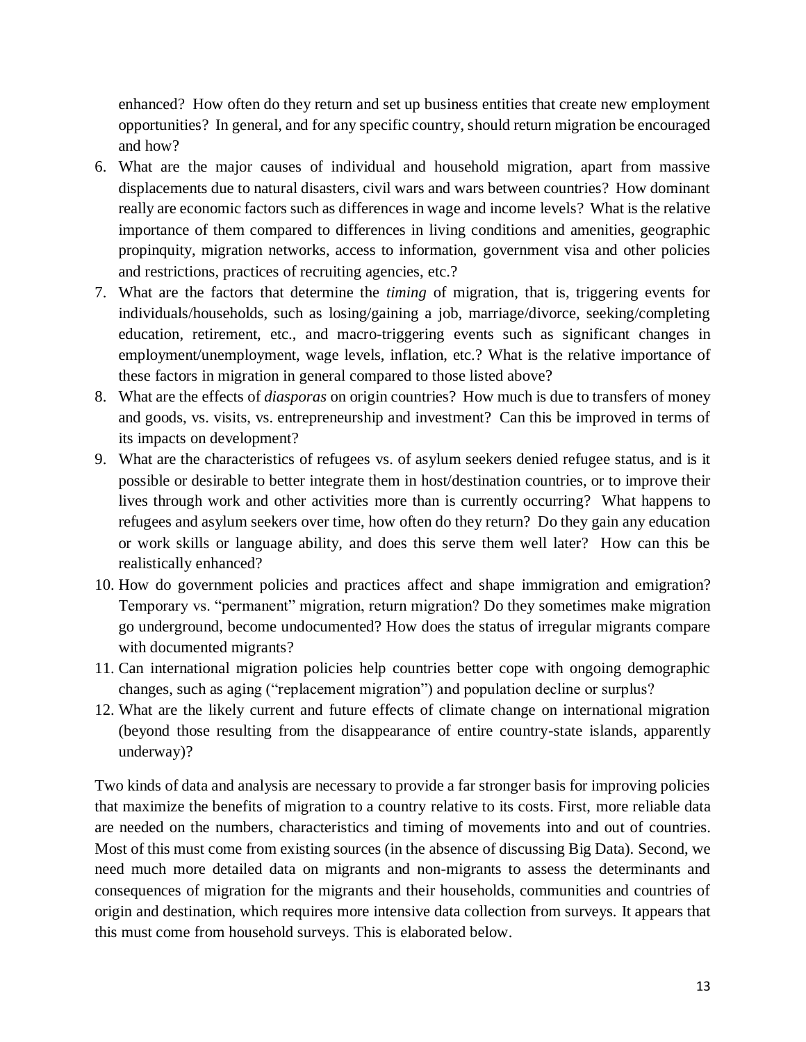enhanced? How often do they return and set up business entities that create new employment opportunities? In general, and for any specific country, should return migration be encouraged and how?

6. What are the major causes of individual and household migration, apart from massive displacements due to natural disasters, civil wars and wars between countries? How dominant really are economic factors such as differences in wage and income levels? What is the relative importance of them compared to differences in living conditions and amenities, geographic propinquity, migration networks, access to information, government visa and other policies and restrictions, practices of recruiting agencies, etc.?
7. What are the factors that determine the *timing* of migration, that is, triggering events for individuals/households, such as losing/gaining a job, marriage/divorce, seeking/completing education, retirement, etc., and macro-triggering events such as significant changes in employment/unemployment, wage levels, inflation, etc.? What is the relative importance of these factors in migration in general compared to those listed above?
8. What are the effects of *diasporas* on origin countries? How much is due to transfers of money and goods, vs. visits, vs. entrepreneurship and investment? Can this be improved in terms of its impacts on development?
9. What are the characteristics of refugees vs. of asylum seekers denied refugee status, and is it possible or desirable to better integrate them in host/destination countries, or to improve their lives through work and other activities more than is currently occurring? What happens to refugees and asylum seekers over time, how often do they return? Do they gain any education or work skills or language ability, and does this serve them well later? How can this be realistically enhanced?
10. How do government policies and practices affect and shape immigration and emigration? Temporary vs. "permanent" migration, return migration? Do they sometimes make migration go underground, become undocumented? How does the status of irregular migrants compare with documented migrants?
11. Can international migration policies help countries better cope with ongoing demographic changes, such as aging ("replacement migration") and population decline or surplus?
12. What are the likely current and future effects of climate change on international migration (beyond those resulting from the disappearance of entire country-state islands, apparently underway)?

Two kinds of data and analysis are necessary to provide a far stronger basis for improving policies that maximize the benefits of migration to a country relative to its costs. First, more reliable data are needed on the numbers, characteristics and timing of movements into and out of countries. Most of this must come from existing sources (in the absence of discussing Big Data). Second, we need much more detailed data on migrants and non-migrants to assess the determinants and consequences of migration for the migrants and their households, communities and countries of origin and destination, which requires more intensive data collection from surveys. It appears that this must come from household surveys. This is elaborated below.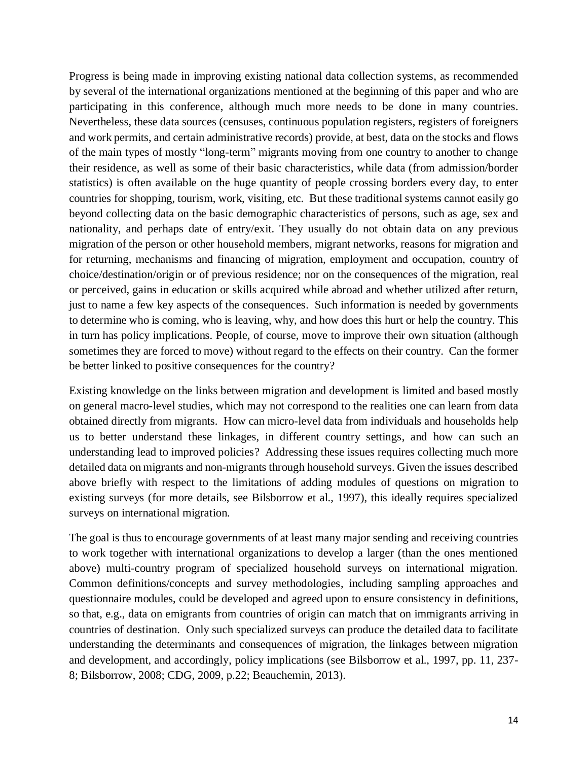Progress is being made in improving existing national data collection systems, as recommended by several of the international organizations mentioned at the beginning of this paper and who are participating in this conference, although much more needs to be done in many countries. Nevertheless, these data sources (censuses, continuous population registers, registers of foreigners and work permits, and certain administrative records) provide, at best, data on the stocks and flows of the main types of mostly "long-term" migrants moving from one country to another to change their residence, as well as some of their basic characteristics, while data (from admission/border statistics) is often available on the huge quantity of people crossing borders every day, to enter countries for shopping, tourism, work, visiting, etc. But these traditional systems cannot easily go beyond collecting data on the basic demographic characteristics of persons, such as age, sex and nationality, and perhaps date of entry/exit. They usually do not obtain data on any previous migration of the person or other household members, migrant networks, reasons for migration and for returning, mechanisms and financing of migration, employment and occupation, country of choice/destination/origin or of previous residence; nor on the consequences of the migration, real or perceived, gains in education or skills acquired while abroad and whether utilized after return, just to name a few key aspects of the consequences. Such information is needed by governments to determine who is coming, who is leaving, why, and how does this hurt or help the country. This in turn has policy implications. People, of course, move to improve their own situation (although sometimes they are forced to move) without regard to the effects on their country. Can the former be better linked to positive consequences for the country?

Existing knowledge on the links between migration and development is limited and based mostly on general macro-level studies, which may not correspond to the realities one can learn from data obtained directly from migrants. How can micro-level data from individuals and households help us to better understand these linkages, in different country settings, and how can such an understanding lead to improved policies? Addressing these issues requires collecting much more detailed data on migrants and non-migrants through household surveys. Given the issues described above briefly with respect to the limitations of adding modules of questions on migration to existing surveys (for more details, see Bilsborrow et al., 1997), this ideally requires specialized surveys on international migration.

The goal is thus to encourage governments of at least many major sending and receiving countries to work together with international organizations to develop a larger (than the ones mentioned above) multi-country program of specialized household surveys on international migration. Common definitions/concepts and survey methodologies, including sampling approaches and questionnaire modules, could be developed and agreed upon to ensure consistency in definitions, so that, e.g., data on emigrants from countries of origin can match that on immigrants arriving in countries of destination. Only such specialized surveys can produce the detailed data to facilitate understanding the determinants and consequences of migration, the linkages between migration and development, and accordingly, policy implications (see Bilsborrow et al., 1997, pp. 11, 237-8; Bilsborrow, 2008; CDG, 2009, p.22; Beauchemin, 2013).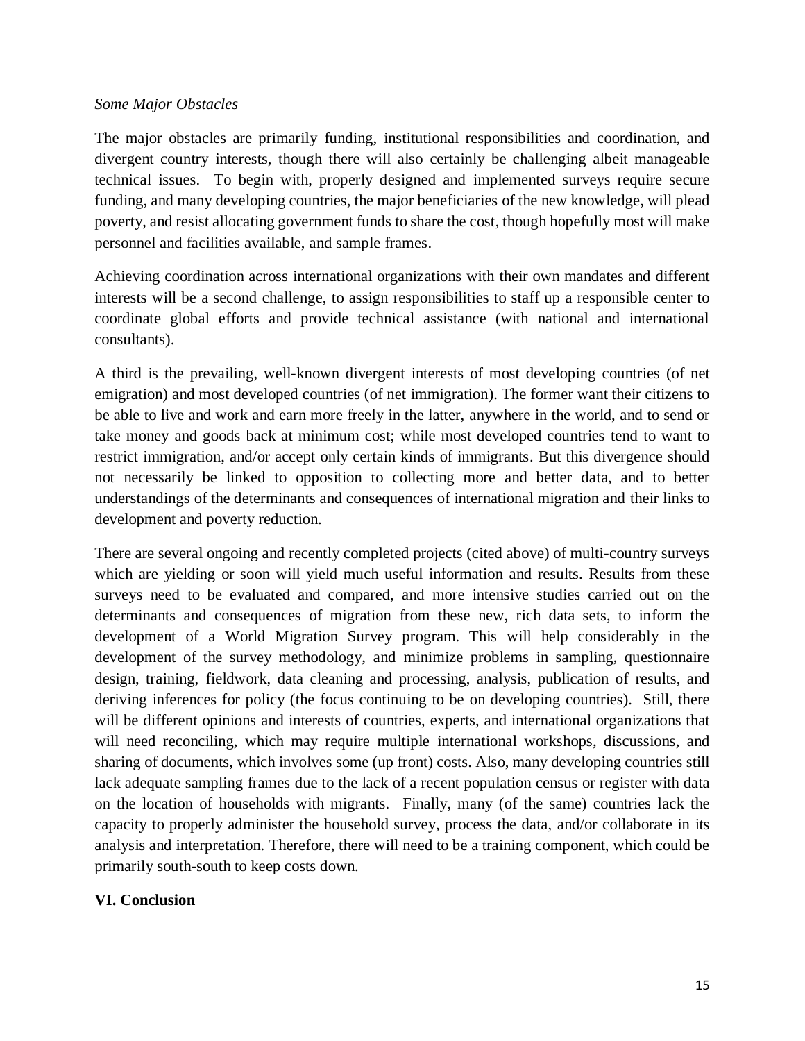*Some Major Obstacles*

The major obstacles are primarily funding, institutional responsibilities and coordination, and divergent country interests, though there will also certainly be challenging albeit manageable technical issues. To begin with, properly designed and implemented surveys require secure funding, and many developing countries, the major beneficiaries of the new knowledge, will plead poverty, and resist allocating government funds to share the cost, though hopefully most will make personnel and facilities available, and sample frames.

Achieving coordination across international organizations with their own mandates and different interests will be a second challenge, to assign responsibilities to staff up a responsible center to coordinate global efforts and provide technical assistance (with national and international consultants).

A third is the prevailing, well-known divergent interests of most developing countries (of net emigration) and most developed countries (of net immigration). The former want their citizens to be able to live and work and earn more freely in the latter, anywhere in the world, and to send or take money and goods back at minimum cost; while most developed countries tend to want to restrict immigration, and/or accept only certain kinds of immigrants. But this divergence should not necessarily be linked to opposition to collecting more and better data, and to better understandings of the determinants and consequences of international migration and their links to development and poverty reduction.

There are several ongoing and recently completed projects (cited above) of multi-country surveys which are yielding or soon will yield much useful information and results. Results from these surveys need to be evaluated and compared, and more intensive studies carried out on the determinants and consequences of migration from these new, rich data sets, to inform the development of a World Migration Survey program. This will help considerably in the development of the survey methodology, and minimize problems in sampling, questionnaire design, training, fieldwork, data cleaning and processing, analysis, publication of results, and deriving inferences for policy (the focus continuing to be on developing countries). Still, there will be different opinions and interests of countries, experts, and international organizations that will need reconciling, which may require multiple international workshops, discussions, and sharing of documents, which involves some (up front) costs. Also, many developing countries still lack adequate sampling frames due to the lack of a recent population census or register with data on the location of households with migrants. Finally, many (of the same) countries lack the capacity to properly administer the household survey, process the data, and/or collaborate in its analysis and interpretation. Therefore, there will need to be a training component, which could be primarily south-south to keep costs down.

## VI. Conclusion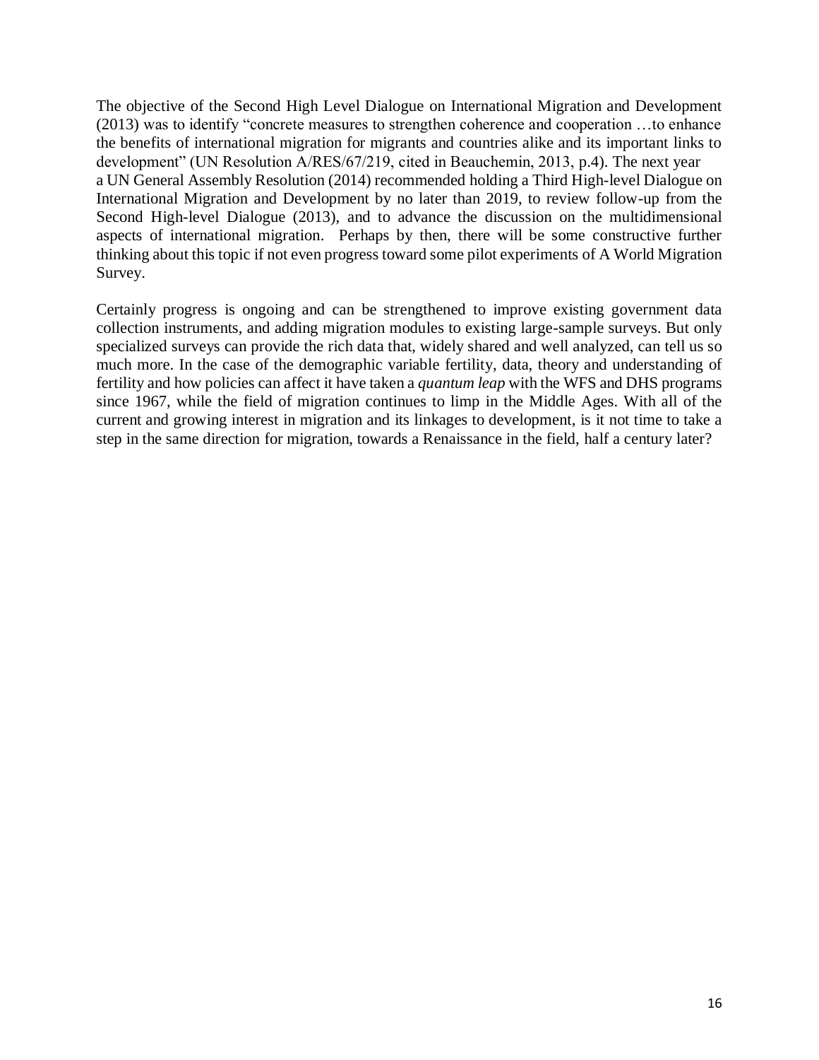The objective of the Second High Level Dialogue on International Migration and Development (2013) was to identify "concrete measures to strengthen coherence and cooperation …to enhance the benefits of international migration for migrants and countries alike and its important links to development" (UN Resolution A/RES/67/219, cited in Beauchemin, 2013, p.4). The next year a UN General Assembly Resolution (2014) recommended holding a Third High-level Dialogue on International Migration and Development by no later than 2019, to review follow-up from the Second High-level Dialogue (2013), and to advance the discussion on the multidimensional aspects of international migration. Perhaps by then, there will be some constructive further thinking about this topic if not even progress toward some pilot experiments of A World Migration Survey.

Certainly progress is ongoing and can be strengthened to improve existing government data collection instruments, and adding migration modules to existing large-sample surveys. But only specialized surveys can provide the rich data that, widely shared and well analyzed, can tell us so much more. In the case of the demographic variable fertility, data, theory and understanding of fertility and how policies can affect it have taken a *quantum leap* with the WFS and DHS programs since 1967, while the field of migration continues to limp in the Middle Ages. With all of the current and growing interest in migration and its linkages to development, is it not time to take a step in the same direction for migration, towards a Renaissance in the field, half a century later?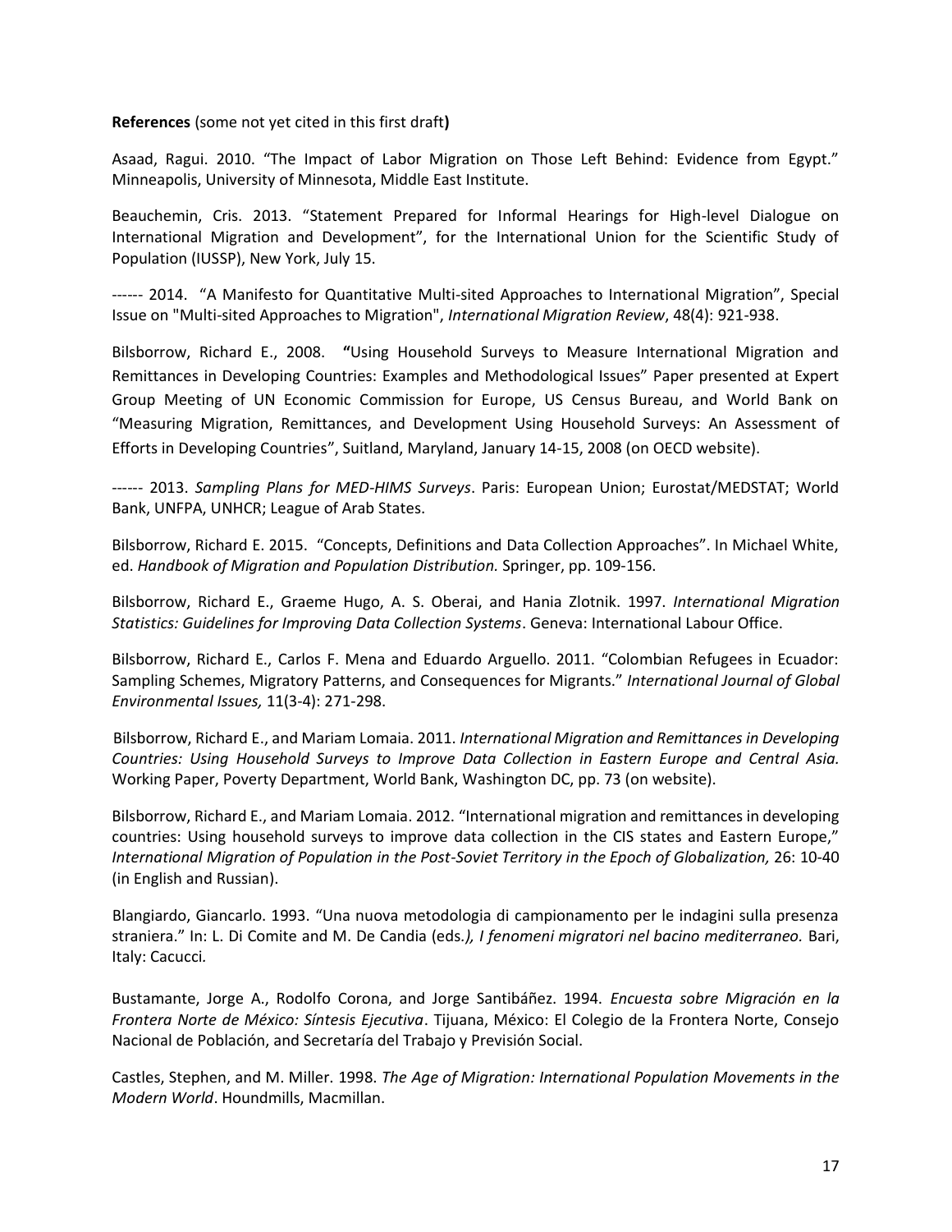**References** (some not yet cited in this first draft**)**

Asaad, Ragui. 2010. "The Impact of Labor Migration on Those Left Behind: Evidence from Egypt." Minneapolis, University of Minnesota, Middle East Institute.

Beauchemin, Cris. 2013. "Statement Prepared for Informal Hearings for High-level Dialogue on International Migration and Development", for the International Union for the Scientific Study of Population (IUSSP), New York, July 15.

------ 2014. "A Manifesto for Quantitative Multi-sited Approaches to International Migration", Special Issue on "Multi-sited Approaches to Migration", *International Migration Review*, 48(4): 921-938.

Bilsborrow, Richard E., 2008. **"**Using Household Surveys to Measure International Migration and Remittances in Developing Countries: Examples and Methodological Issues" Paper presented at Expert Group Meeting of UN Economic Commission for Europe, US Census Bureau, and World Bank on "Measuring Migration, Remittances, and Development Using Household Surveys: An Assessment of Efforts in Developing Countries", Suitland, Maryland, January 14-15, 2008 (on OECD website).

------ 2013. *Sampling Plans for MED-HIMS Surveys*. Paris: European Union; Eurostat/MEDSTAT; World Bank, UNFPA, UNHCR; League of Arab States.

Bilsborrow, Richard E. 2015. "Concepts, Definitions and Data Collection Approaches". In Michael White, ed. *Handbook of Migration and Population Distribution.* Springer, pp. 109-156.

Bilsborrow, Richard E., Graeme Hugo, A. S. Oberai, and Hania Zlotnik. 1997. *International Migration Statistics: Guidelines for Improving Data Collection Systems*. Geneva: International Labour Office.

Bilsborrow, Richard E., Carlos F. Mena and Eduardo Arguello. 2011. "Colombian Refugees in Ecuador: Sampling Schemes, Migratory Patterns, and Consequences for Migrants." *International Journal of Global Environmental Issues,* 11(3-4): 271-298.

Bilsborrow, Richard E., and Mariam Lomaia. 2011. *International Migration and Remittances in Developing Countries: Using Household Surveys to Improve Data Collection in Eastern Europe and Central Asia.* Working Paper, Poverty Department, World Bank, Washington DC, pp. 73 (on website).

Bilsborrow, Richard E., and Mariam Lomaia. 2012. "International migration and remittances in developing countries: Using household surveys to improve data collection in the CIS states and Eastern Europe," *International Migration of Population in the Post-Soviet Territory in the Epoch of Globalization,* 26: 10-40 (in English and Russian).

Blangiardo, Giancarlo. 1993. "Una nuova metodologia di campionamento per le indagini sulla presenza straniera." In: L. Di Comite and M. De Candia (eds*.), I fenomeni migratori nel bacino mediterraneo.* Bari, Italy: Cacucci.

Bustamante, Jorge A., Rodolfo Corona, and Jorge Santibáñez. 1994. *Encuesta sobre Migración en la Frontera Norte de México: Síntesis Ejecutiva*. Tijuana, México: El Colegio de la Frontera Norte, Consejo Nacional de Población, and Secretaría del Trabajo y Previsión Social.

Castles, Stephen, and M. Miller. 1998. *The Age of Migration: International Population Movements in the Modern World*. Houndmills, Macmillan.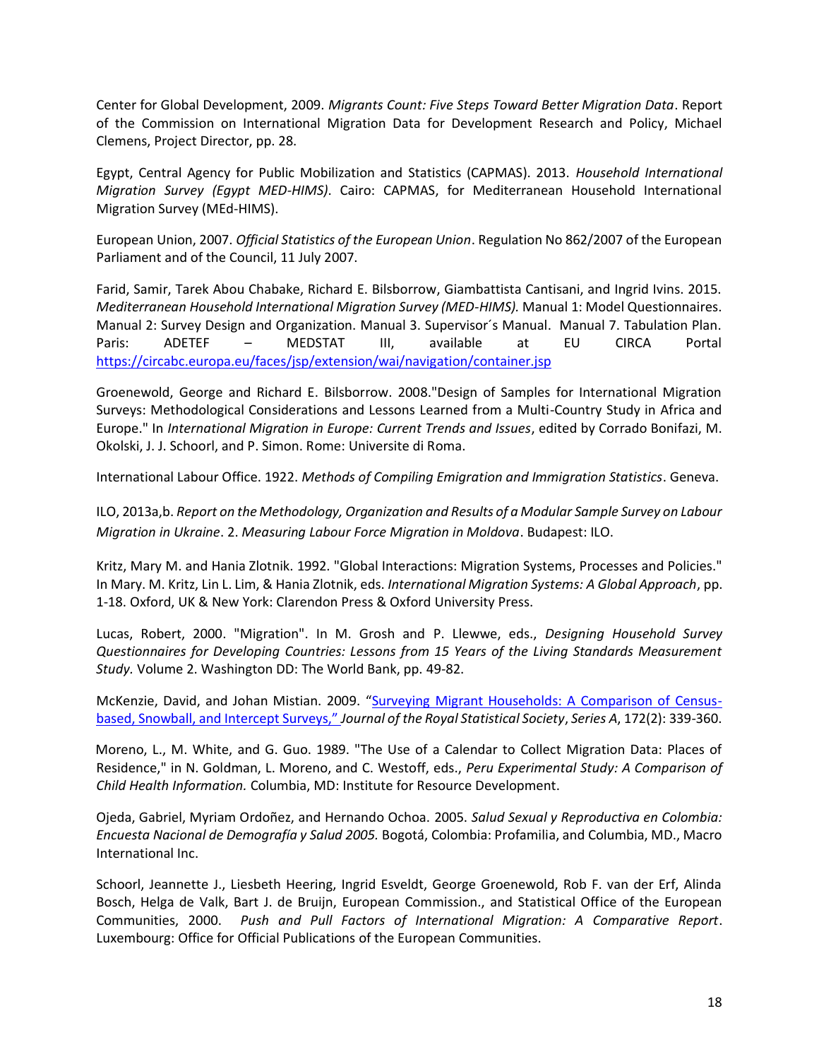Center for Global Development, 2009. *Migrants Count: Five Steps Toward Better Migration Data*. Report of the Commission on International Migration Data for Development Research and Policy, Michael Clemens, Project Director, pp. 28.

Egypt, Central Agency for Public Mobilization and Statistics (CAPMAS). 2013. *Household International Migration Survey (Egypt MED-HIMS)*. Cairo: CAPMAS, for Mediterranean Household International Migration Survey (MEd-HIMS).

European Union, 2007. *Official Statistics of the European Union*. Regulation No 862/2007 of the European Parliament and of the Council, 11 July 2007.

Farid, Samir, Tarek Abou Chabake, Richard E. Bilsborrow, Giambattista Cantisani, and Ingrid Ivins. 2015. *Mediterranean Household International Migration Survey (MED-HIMS).* Manual 1: Model Questionnaires. Manual 2: Survey Design and Organization. Manual 3. Supervisor´s Manual. Manual 7. Tabulation Plan. Paris: ADETEF – MEDSTAT III, available at EU CIRCA Portal https://circabc.europa.eu/faces/jsp/extension/wai/navigation/container.jsp

Groenewold, George and Richard E. Bilsborrow. 2008."Design of Samples for International Migration Surveys: Methodological Considerations and Lessons Learned from a Multi-Country Study in Africa and Europe." In *International Migration in Europe: Current Trends and Issues*, edited by Corrado Bonifazi, M. Okolski, J. J. Schoorl, and P. Simon. Rome: Universite di Roma.

International Labour Office. 1922. *Methods of Compiling Emigration and Immigration Statistics*. Geneva.

ILO, 2013a,b. *Report on the Methodology, Organization and Results of a Modular Sample Survey on Labour Migration in Ukraine*. 2. *Measuring Labour Force Migration in Moldova*. Budapest: ILO.

Kritz, Mary M. and Hania Zlotnik. 1992. "Global Interactions: Migration Systems, Processes and Policies." In Mary. M. Kritz, Lin L. Lim, & Hania Zlotnik, eds. *International Migration Systems: A Global Approach*, pp. 1-18. Oxford, UK & New York: Clarendon Press & Oxford University Press.

Lucas, Robert, 2000. "Migration". In M. Grosh and P. Llewwe, eds., *Designing Household Survey Questionnaires for Developing Countries: Lessons from 15 Years of the Living Standards Measurement Study.* Volume 2. Washington DD: The World Bank, pp. 49-82.

McKenzie, David, and Johan Mistian. 2009. "Surveying Migrant Households: A Comparison of Census-based, Snowball, and Intercept Surveys," *Journal of the Royal Statistical Society*, *Series A*, 172(2): 339-360.

Moreno, L., M. White, and G. Guo. 1989. "The Use of a Calendar to Collect Migration Data: Places of Residence," in N. Goldman, L. Moreno, and C. Westoff, eds., *Peru Experimental Study: A Comparison of Child Health Information.* Columbia, MD: Institute for Resource Development.

Ojeda, Gabriel, Myriam Ordoñez, and Hernando Ochoa. 2005. *Salud Sexual y Reproductiva en Colombia: Encuesta Nacional de Demografía y Salud 2005.* Bogotá, Colombia: Profamilia, and Columbia, MD., Macro International Inc.

Schoorl, Jeannette J., Liesbeth Heering, Ingrid Esveldt, George Groenewold, Rob F. van der Erf, Alinda Bosch, Helga de Valk, Bart J. de Bruijn, European Commission., and Statistical Office of the European Communities, 2000. *Push and Pull Factors of International Migration: A Comparative Report*. Luxembourg: Office for Official Publications of the European Communities.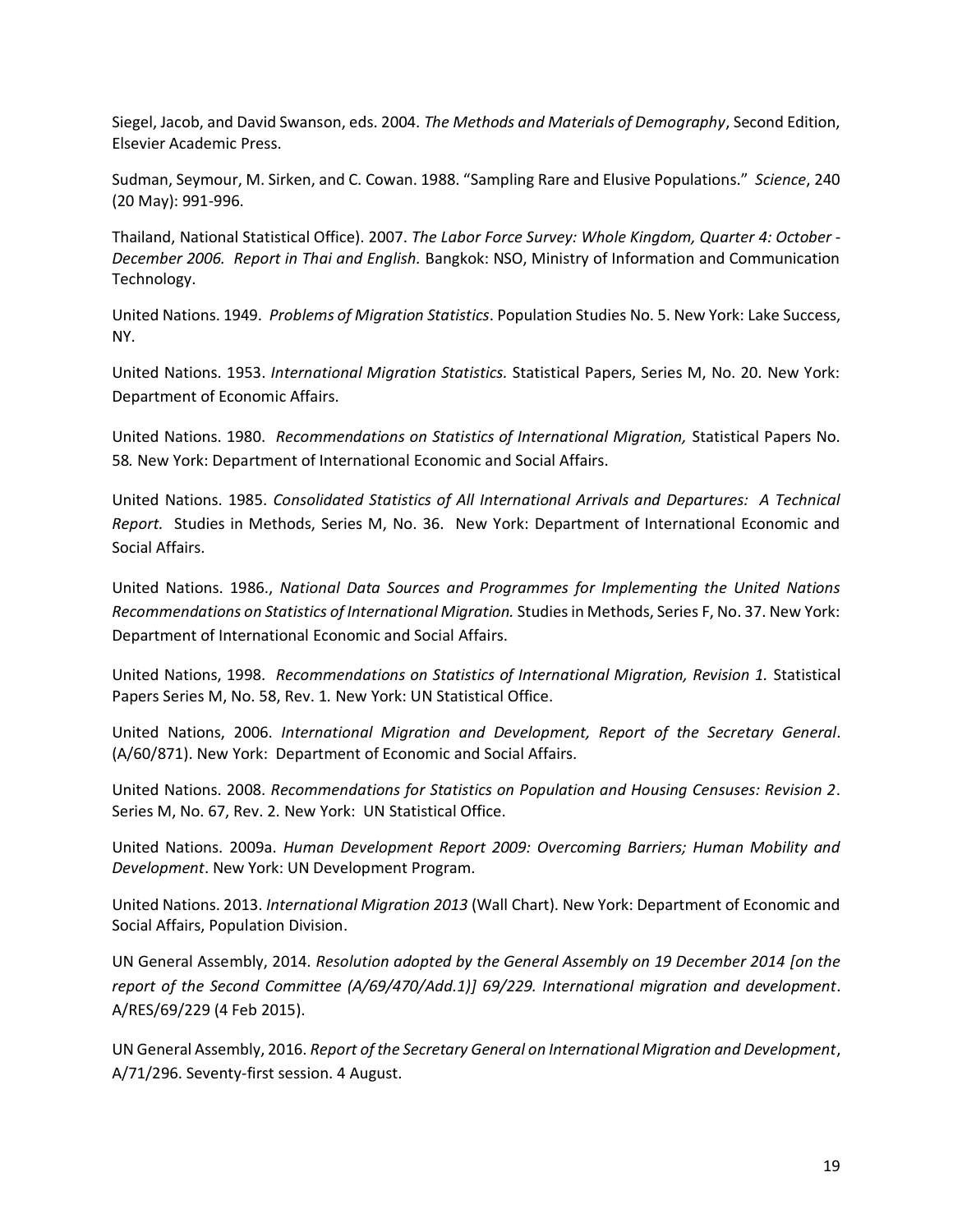Siegel, Jacob, and David Swanson, eds. 2004. *The Methods and Materials of Demography*, Second Edition, Elsevier Academic Press.

Sudman, Seymour, M. Sirken, and C. Cowan. 1988. "Sampling Rare and Elusive Populations." *Science*, 240 (20 May): 991-996.

Thailand, National Statistical Office). 2007. *The Labor Force Survey: Whole Kingdom, Quarter 4: October - December 2006. Report in Thai and English.* Bangkok: NSO, Ministry of Information and Communication Technology.

United Nations. 1949. *Problems of Migration Statistics*. Population Studies No. 5. New York: Lake Success, NY.

United Nations. 1953. *International Migration Statistics.* Statistical Papers, Series M, No. 20. New York: Department of Economic Affairs.

United Nations. 1980. *Recommendations on Statistics of International Migration,* Statistical Papers No. 58*.* New York: Department of International Economic and Social Affairs.

United Nations. 1985. *Consolidated Statistics of All International Arrivals and Departures: A Technical Report.* Studies in Methods, Series M, No. 36. New York: Department of International Economic and Social Affairs.

United Nations. 1986., *National Data Sources and Programmes for Implementing the United Nations Recommendations on Statistics of International Migration.* Studies in Methods, Series F, No. 37. New York: Department of International Economic and Social Affairs.

United Nations, 1998. *Recommendations on Statistics of International Migration, Revision 1.* Statistical Papers Series M, No. 58, Rev. 1*.* New York: UN Statistical Office.

United Nations, 2006. *International Migration and Development, Report of the Secretary General*. (A/60/871). New York: Department of Economic and Social Affairs.

United Nations. 2008. *Recommendations for Statistics on Population and Housing Censuses: Revision 2*. Series M, No. 67, Rev. 2. New York: UN Statistical Office.

United Nations. 2009a. *Human Development Report 2009: Overcoming Barriers; Human Mobility and Development*. New York: UN Development Program.

United Nations. 2013. *International Migration 2013* (Wall Chart). New York: Department of Economic and Social Affairs, Population Division.

UN General Assembly, 2014. *Resolution adopted by the General Assembly on 19 December 2014 [on the report of the Second Committee (A/69/470/Add.1)] 69/229. International migration and development*. A/RES/69/229 (4 Feb 2015).

UN General Assembly, 2016. *Report of the Secretary General on International Migration and Development*, A/71/296. Seventy-first session. 4 August.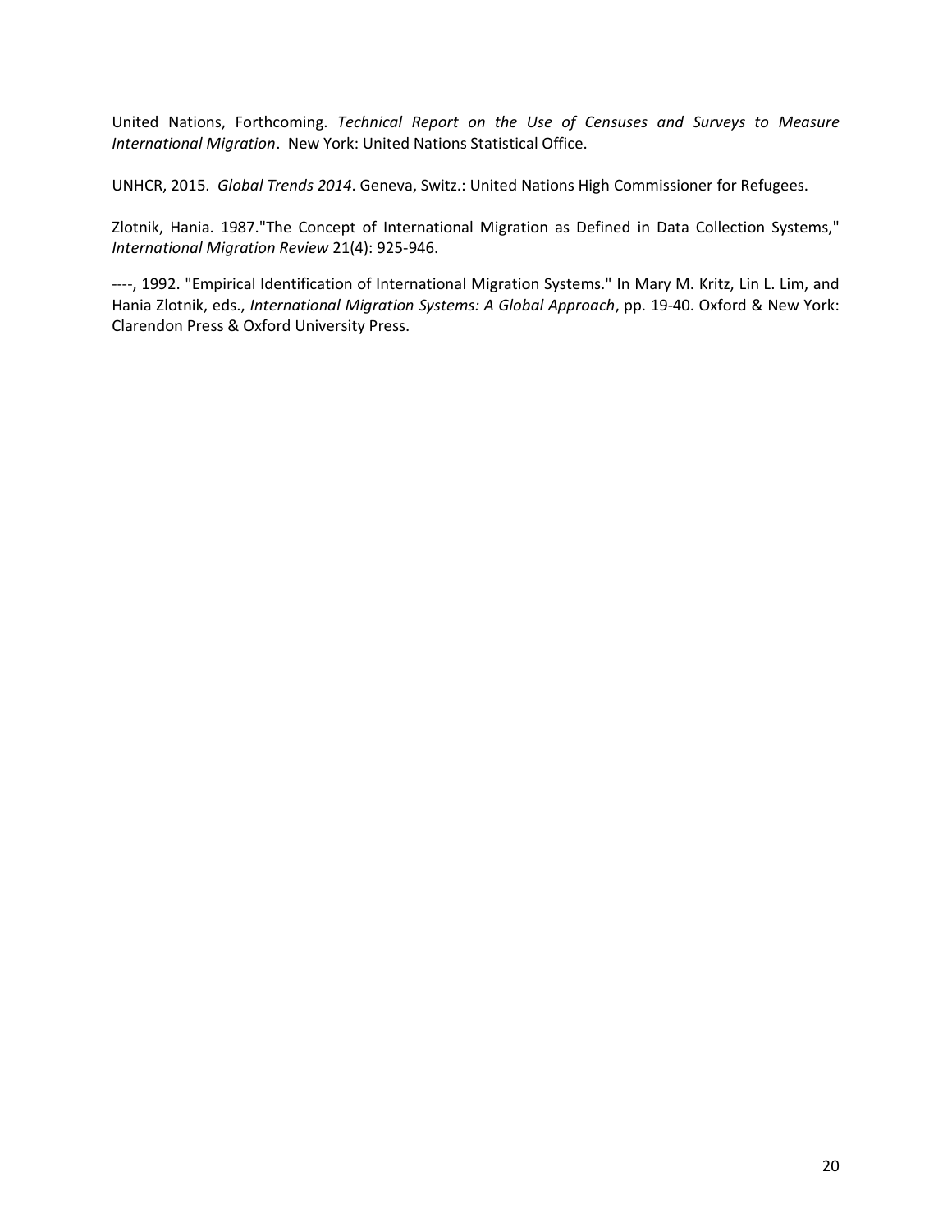United Nations, Forthcoming. *Technical Report on the Use of Censuses and Surveys to Measure International Migration*. New York: United Nations Statistical Office.

UNHCR, 2015. *Global Trends 2014*. Geneva, Switz.: United Nations High Commissioner for Refugees.

Zlotnik, Hania. 1987."The Concept of International Migration as Defined in Data Collection Systems," *International Migration Review* 21(4): 925-946.

----, 1992. "Empirical Identification of International Migration Systems." In Mary M. Kritz, Lin L. Lim, and Hania Zlotnik, eds., *International Migration Systems: A Global Approach*, pp. 19-40. Oxford & New York: Clarendon Press & Oxford University Press.